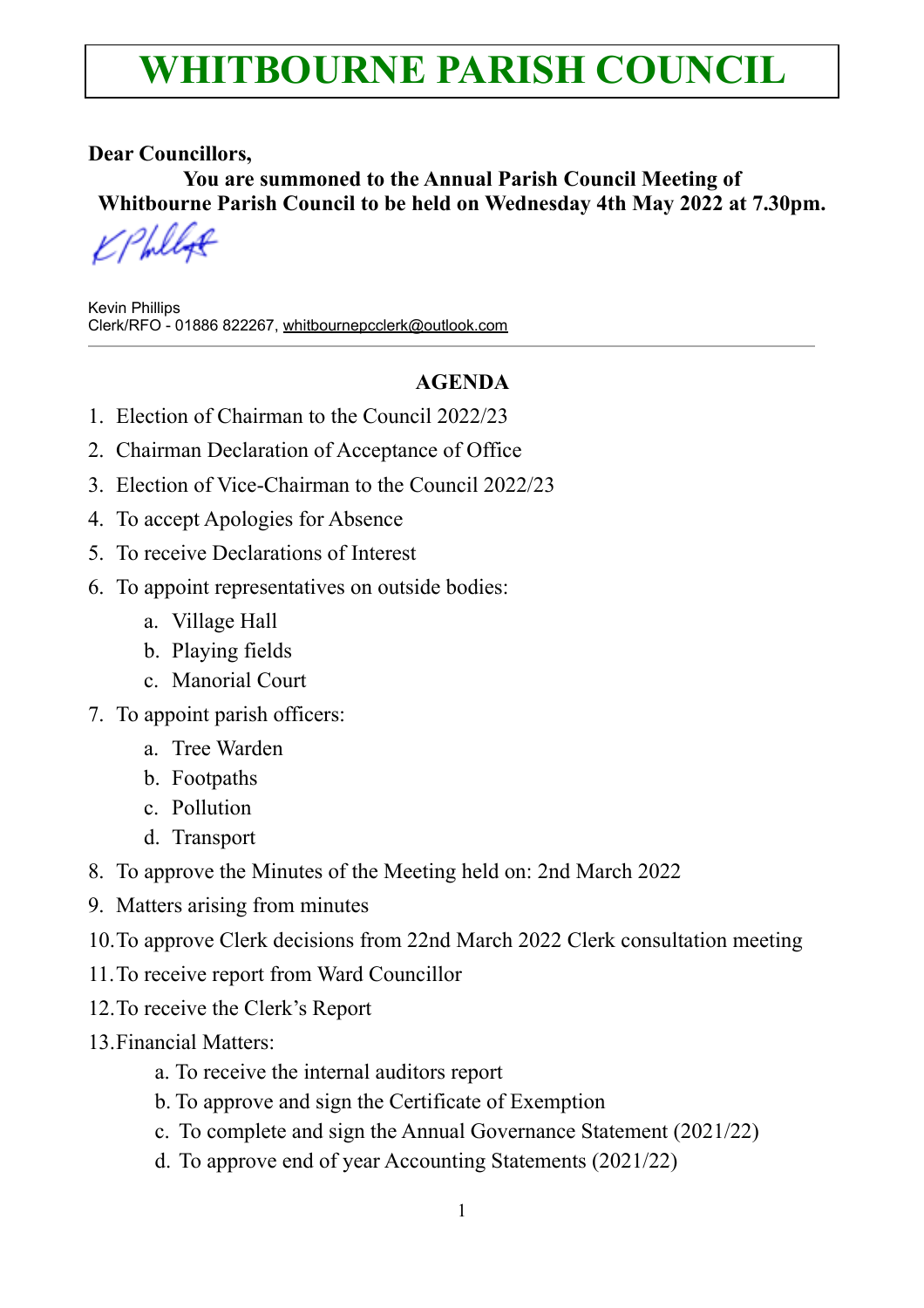# WHITBOURNE PARISH COUNCIL

**Dear Councillors,**

**You are summoned to the Annual Parish Council Meeting of Whitbourne Parish Council to be held on Wednesday 4th May 2022 at 7.30pm.**

Kevin Phillips
Clerk/RFO - 01886 822267, whitbournepcclerk@outlook.com

---

**AGENDA**

1. Election of Chairman to the Council 2022/23
2. Chairman Declaration of Acceptance of Office
3. Election of Vice-Chairman to the Council 2022/23
4. To accept Apologies for Absence
5. To receive Declarations of Interest
6. To appoint representatives on outside bodies:
   a. Village Hall
   b. Playing fields
   c. Manorial Court
7. To appoint parish officers:
   a. Tree Warden
   b. Footpaths
   c. Pollution
   d. Transport
8. To approve the Minutes of the Meeting held on: 2nd March 2022
9. Matters arising from minutes
10. To approve Clerk decisions from 22nd March 2022 Clerk consultation meeting
11. To receive report from Ward Councillor
12. To receive the Clerk's Report
13. Financial Matters:
    a. To receive the internal auditors report
    b. To approve and sign the Certificate of Exemption
    c. To complete and sign the Annual Governance Statement (2021/22)
    d. To approve end of year Accounting Statements (2021/22)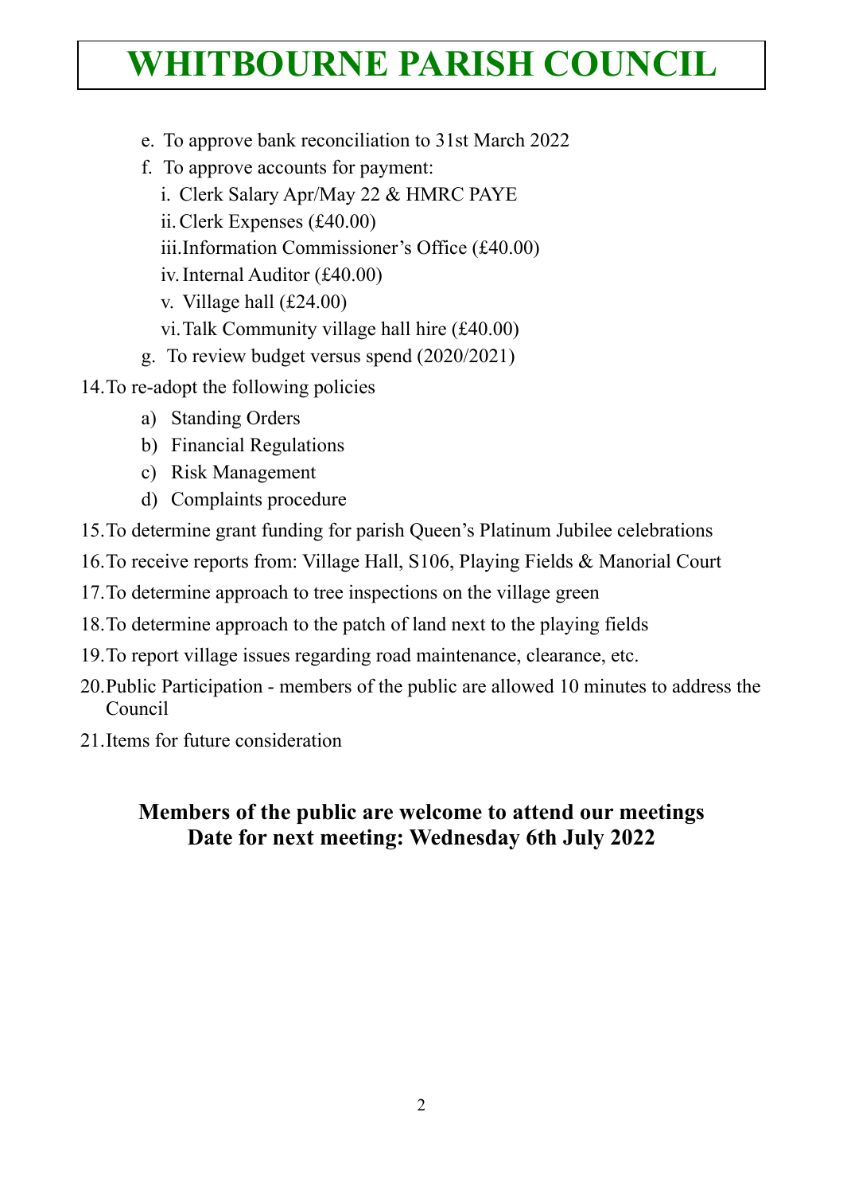# WHITBOURNE PARISH COUNCIL

   e. To approve bank reconciliation to 31st March 2022
   f. To approve accounts for payment:
      i. Clerk Salary Apr/May 22 & HMRC PAYE
      ii. Clerk Expenses (£40.00)
      iii. Information Commissioner's Office (£40.00)
      iv. Internal Auditor (£40.00)
      v. Village hall (£24.00)
      vi. Talk Community village hall hire (£40.00)
   g. To review budget versus spend (2020/2021)

14. To re-adopt the following policies
    a) Standing Orders
    b) Financial Regulations
    c) Risk Management
    d) Complaints procedure
15. To determine grant funding for parish Queen's Platinum Jubilee celebrations
16. To receive reports from: Village Hall, S106, Playing Fields & Manorial Court
17. To determine approach to tree inspections on the village green
18. To determine approach to the patch of land next to the playing fields
19. To report village issues regarding road maintenance, clearance, etc.
20. Public Participation - members of the public are allowed 10 minutes to address the Council
21. Items for future consideration

**Members of the public are welcome to attend our meetings**
**Date for next meeting: Wednesday 6th July 2022**